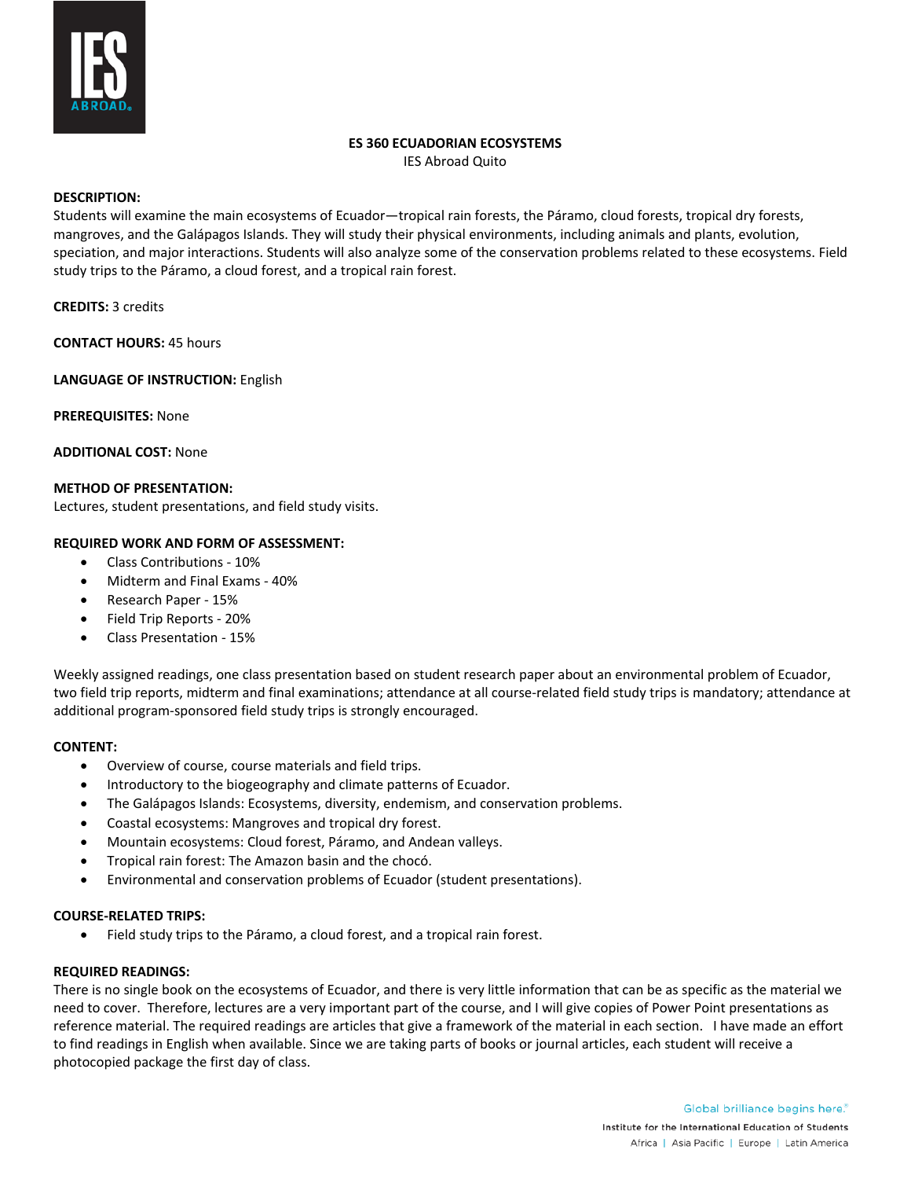# ES 360 ECUADORIAN ECOSYSTEMS

IES Abroad Quito

**DESCRIPTION:**
Students will examine the main ecosystems of Ecuador—tropical rain forests, the Páramo, cloud forests, tropical dry forests, mangroves, and the Galápagos Islands. They will study their physical environments, including animals and plants, evolution, speciation, and major interactions. Students will also analyze some of the conservation problems related to these ecosystems. Field study trips to the Páramo, a cloud forest, and a tropical rain forest.

**CREDITS:** 3 credits

**CONTACT HOURS:** 45 hours

**LANGUAGE OF INSTRUCTION:** English

**PREREQUISITES:** None

**ADDITIONAL COST:** None

**METHOD OF PRESENTATION:**
Lectures, student presentations, and field study visits.

**REQUIRED WORK AND FORM OF ASSESSMENT:**

- Class Contributions - 10%
- Midterm and Final Exams - 40%
- Research Paper - 15%
- Field Trip Reports - 20%
- Class Presentation - 15%

Weekly assigned readings, one class presentation based on student research paper about an environmental problem of Ecuador, two field trip reports, midterm and final examinations; attendance at all course-related field study trips is mandatory; attendance at additional program-sponsored field study trips is strongly encouraged.

**CONTENT:**

- Overview of course, course materials and field trips.
- Introductory to the biogeography and climate patterns of Ecuador.
- The Galápagos Islands: Ecosystems, diversity, endemism, and conservation problems.
- Coastal ecosystems: Mangroves and tropical dry forest.
- Mountain ecosystems: Cloud forest, Páramo, and Andean valleys.
- Tropical rain forest: The Amazon basin and the chocó.
- Environmental and conservation problems of Ecuador (student presentations).

**COURSE-RELATED TRIPS:**

- Field study trips to the Páramo, a cloud forest, and a tropical rain forest.

**REQUIRED READINGS:**
There is no single book on the ecosystems of Ecuador, and there is very little information that can be as specific as the material we need to cover. Therefore, lectures are a very important part of the course, and I will give copies of Power Point presentations as reference material. The required readings are articles that give a framework of the material in each section. I have made an effort to find readings in English when available. Since we are taking parts of books or journal articles, each student will receive a photocopied package the first day of class.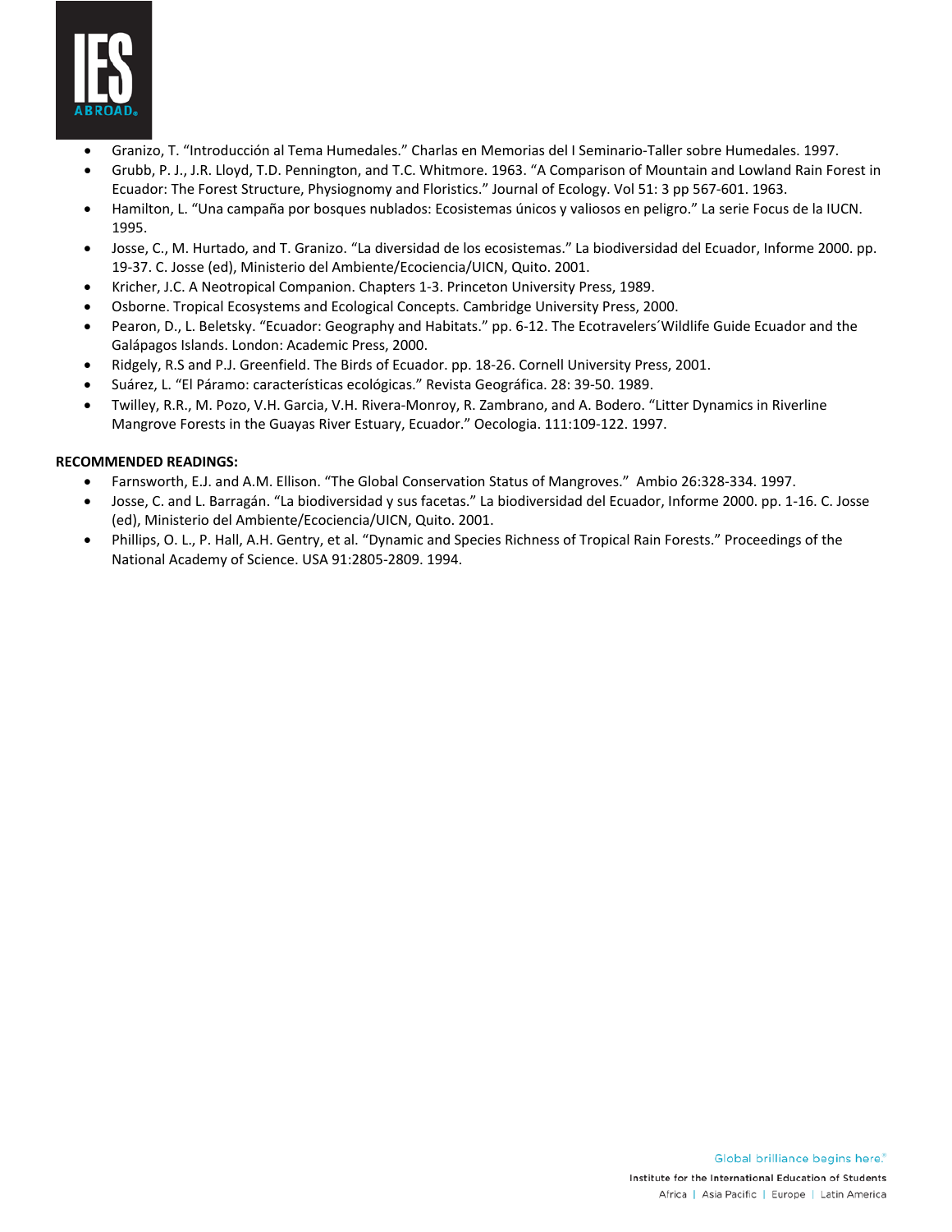- Granizo, T. "Introducción al Tema Humedales." Charlas en Memorias del I Seminario-Taller sobre Humedales. 1997.
- Grubb, P. J., J.R. Lloyd, T.D. Pennington, and T.C. Whitmore. 1963. "A Comparison of Mountain and Lowland Rain Forest in Ecuador: The Forest Structure, Physiognomy and Floristics." Journal of Ecology. Vol 51: 3 pp 567-601. 1963.
- Hamilton, L. "Una campaña por bosques nublados: Ecosistemas únicos y valiosos en peligro." La serie Focus de la IUCN. 1995.
- Josse, C., M. Hurtado, and T. Granizo. "La diversidad de los ecosistemas." La biodiversidad del Ecuador, Informe 2000. pp. 19-37. C. Josse (ed), Ministerio del Ambiente/Ecociencia/UICN, Quito. 2001.
- Kricher, J.C. A Neotropical Companion. Chapters 1-3. Princeton University Press, 1989.
- Osborne. Tropical Ecosystems and Ecological Concepts. Cambridge University Press, 2000.
- Pearon, D., L. Beletsky. "Ecuador: Geography and Habitats." pp. 6-12. The Ecotravelers´Wildlife Guide Ecuador and the Galápagos Islands. London: Academic Press, 2000.
- Ridgely, R.S and P.J. Greenfield. The Birds of Ecuador. pp. 18-26. Cornell University Press, 2001.
- Suárez, L. "El Páramo: características ecológicas." Revista Geográfica. 28: 39-50. 1989.
- Twilley, R.R., M. Pozo, V.H. Garcia, V.H. Rivera-Monroy, R. Zambrano, and A. Bodero. "Litter Dynamics in Riverline Mangrove Forests in the Guayas River Estuary, Ecuador." Oecologia. 111:109-122. 1997.

**RECOMMENDED READINGS:**

- Farnsworth, E.J. and A.M. Ellison. "The Global Conservation Status of Mangroves." Ambio 26:328-334. 1997.
- Josse, C. and L. Barragán. "La biodiversidad y sus facetas." La biodiversidad del Ecuador, Informe 2000. pp. 1-16. C. Josse (ed), Ministerio del Ambiente/Ecociencia/UICN, Quito. 2001.
- Phillips, O. L., P. Hall, A.H. Gentry, et al. "Dynamic and Species Richness of Tropical Rain Forests." Proceedings of the National Academy of Science. USA 91:2805-2809. 1994.